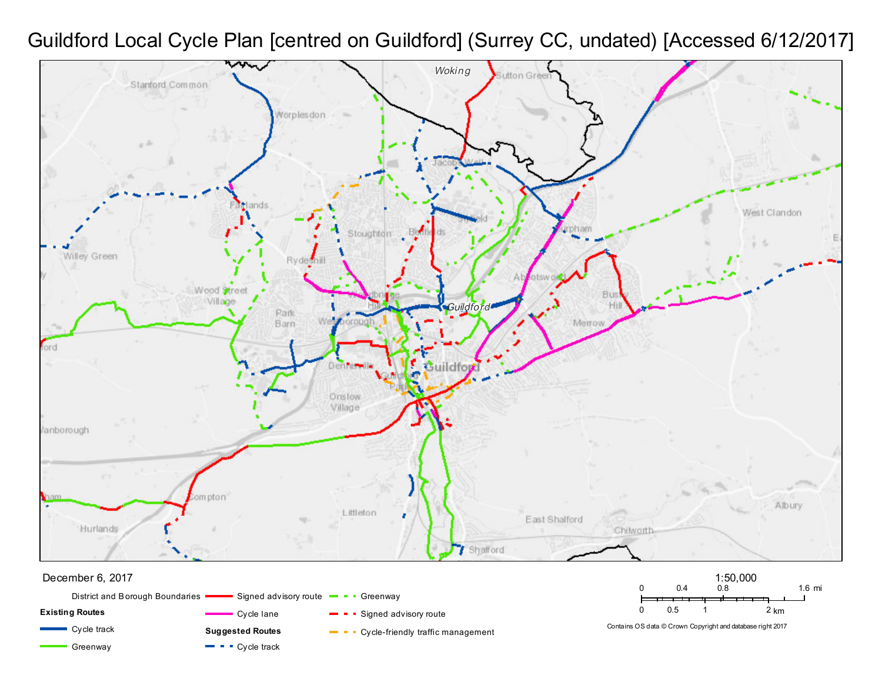# Guildford Local Cycle Plan [centred on Guildford] (Surrey CC, undated) [Accessed 6/12/2017]

December 6, 2017

1:50,000

District and Borough Boundaries

**Existing Routes**

- Cycle track
- Greenway
- Signed advisory route
- Cycle lane

**Suggested Routes**

- Cycle track
- Greenway
- Signed advisory route
- Cycle-friendly traffic management

Contains OS data © Crown Copyright and database right 2017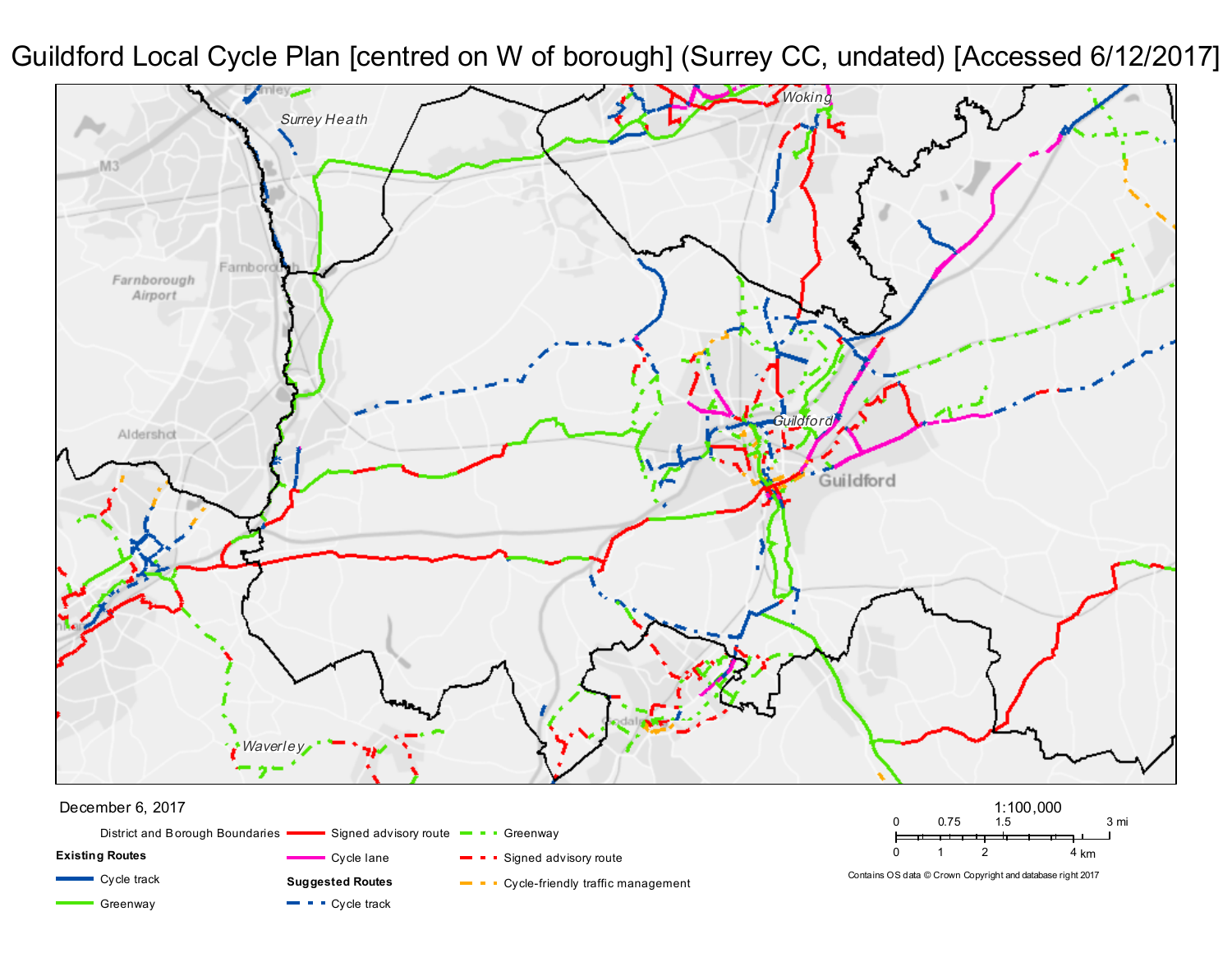# Guildford Local Cycle Plan [centred on W of borough] (Surrey CC, undated) [Accessed 6/12/2017]

December 6, 2017

District and Borough Boundaries

**Existing Routes**

- Cycle track
- Greenway
- Signed advisory route
- Cycle lane

**Suggested Routes**

- Cycle track
- Greenway
- Signed advisory route
- Cycle-friendly traffic management

1:100,000

0 0.75 1.5 3 mi

0 1 2 4 km

Contains OS data © Crown Copyright and database right 2017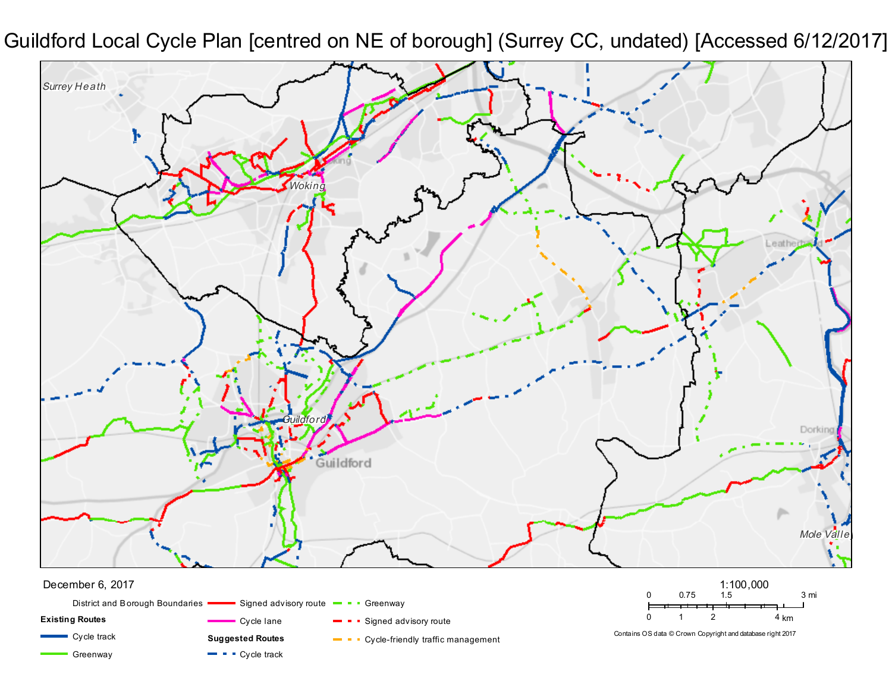# Guildford Local Cycle Plan [centred on NE of borough] (Surrey CC, undated) [Accessed 6/12/2017]

Surrey Heath

Woking

Guildford

Leatherhead

Dorking

Mole Valley

December 6, 2017

1:100,000

0 0.75 1.5 3 mi

0 1 2 4 km

Contains OS data © Crown Copyright and database right 2017

District and Borough Boundaries

**Existing Routes**

- Cycle track
- Greenway
- Signed advisory route
- Cycle lane

**Suggested Routes**

- Cycle track
- Greenway
- Signed advisory route
- Cycle-friendly traffic management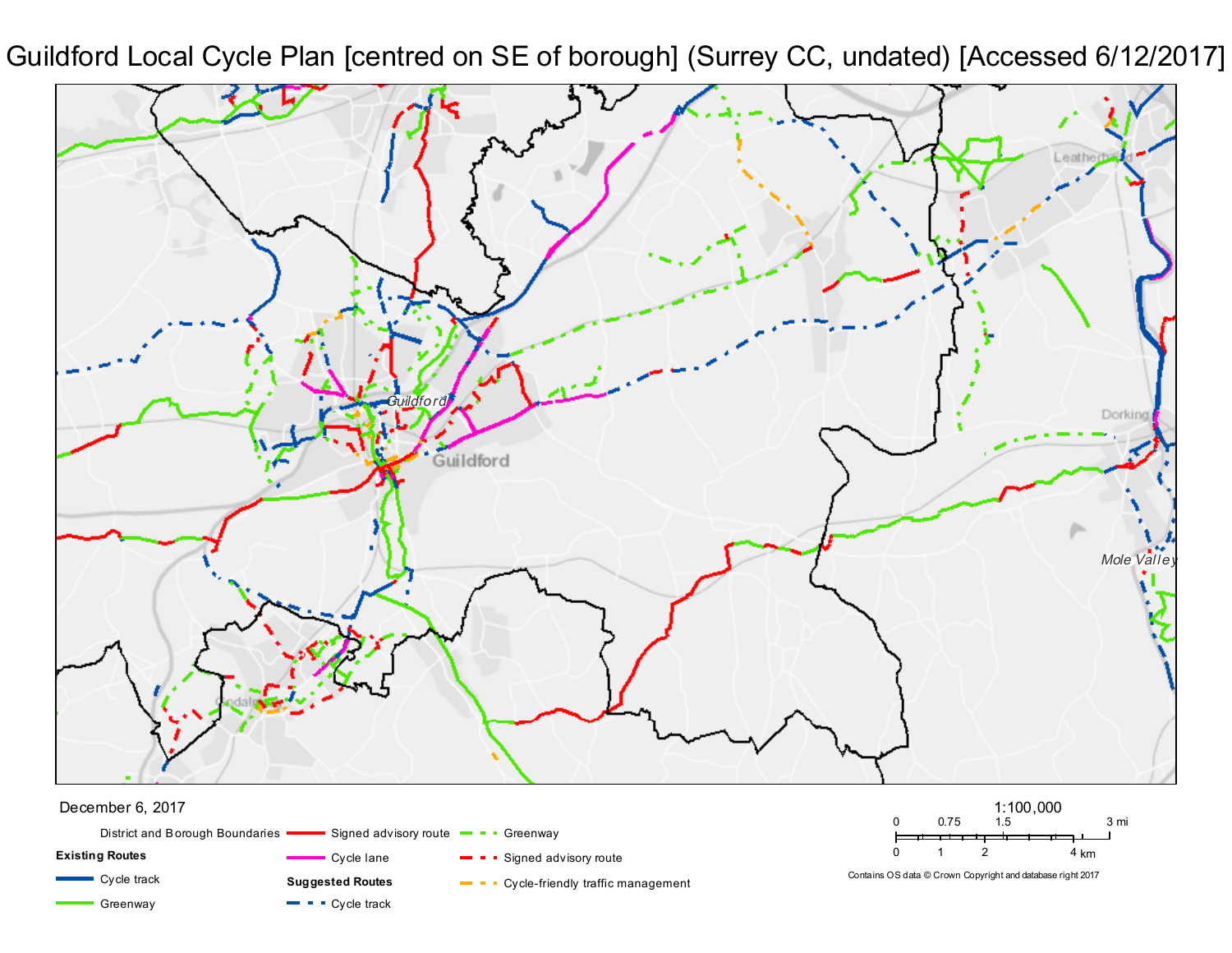# Guildford Local Cycle Plan [centred on SE of borough] (Surrey CC, undated) [Accessed 6/12/2017]

Guildford

Guildford

Leatherhead

Dorking

Mole Valley

Godalming

December 6, 2017

District and Borough Boundaries

**Existing Routes**

Cycle track

Greenway

Signed advisory route

Cycle lane

**Suggested Routes**

Cycle track

Greenway

Signed advisory route

Cycle-friendly traffic management

1:100,000

0 0.75 1.5 3 mi

0 1 2 4 km

Contains OS data © Crown Copyright and database right 2017